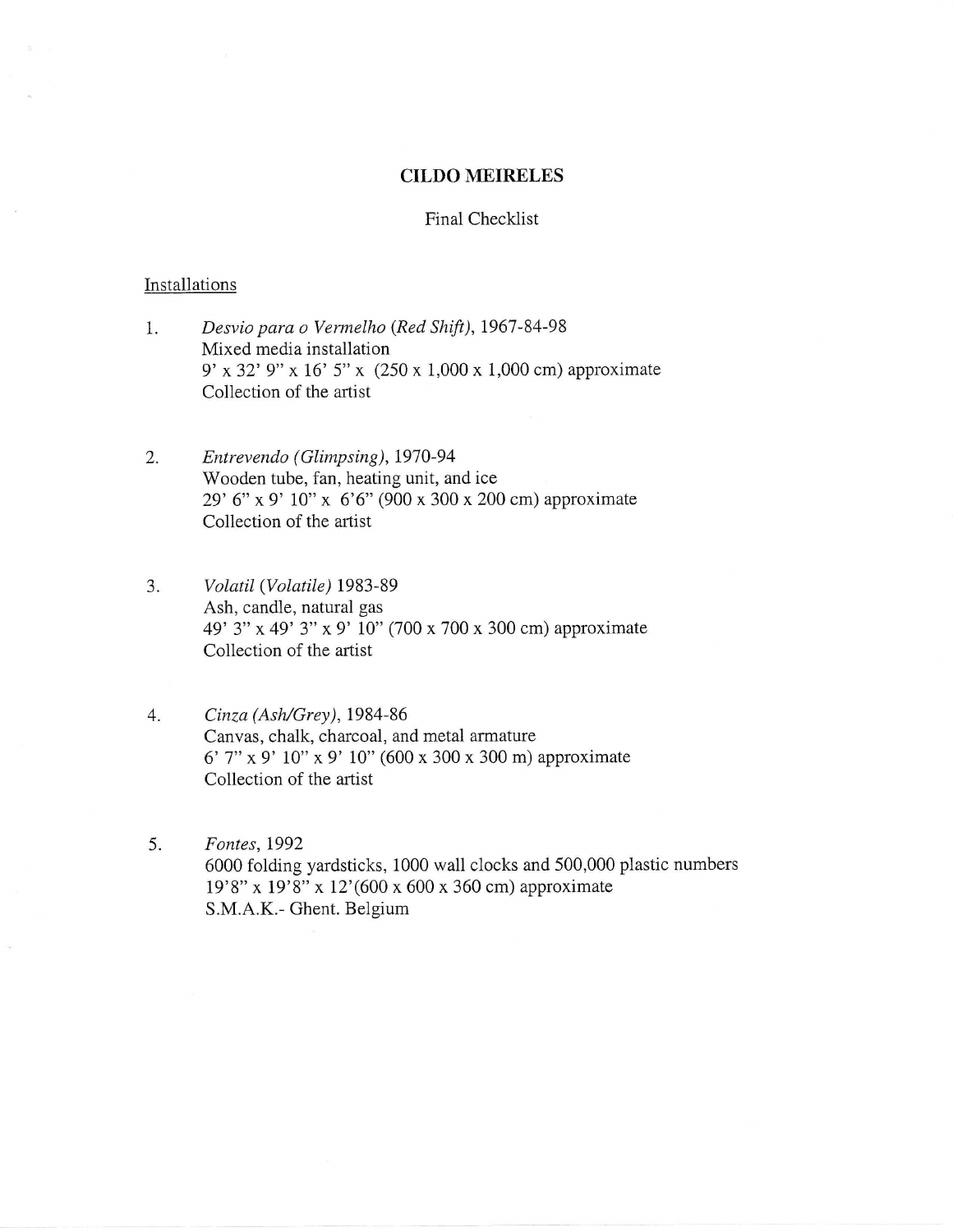# CILDO MEIRELES

Final Checklist

Installations

1. *Desvio para o Vermelho (Red Shift)*, 1967-84-98
   Mixed media installation
   9' x 32' 9" x 16' 5" x (250 x 1,000 x 1,000 cm) approximate
   Collection of the artist

2. *Entrevendo (Glimpsing)*, 1970-94
   Wooden tube, fan, heating unit, and ice
   29' 6" x 9' 10" x 6'6" (900 x 300 x 200 cm) approximate
   Collection of the artist

3. *Volatil (Volatile)* 1983-89
   Ash, candle, natural gas
   49' 3" x 49' 3" x 9' 10" (700 x 700 x 300 cm) approximate
   Collection of the artist

4. *Cinza (Ash/Grey)*, 1984-86
   Canvas, chalk, charcoal, and metal armature
   6' 7" x 9' 10" x 9' 10" (600 x 300 x 300 m) approximate
   Collection of the artist

5. *Fontes*, 1992
   6000 folding yardsticks, 1000 wall clocks and 500,000 plastic numbers
   19'8" x 19'8" x 12'(600 x 600 x 360 cm) approximate
   S.M.A.K.- Ghent. Belgium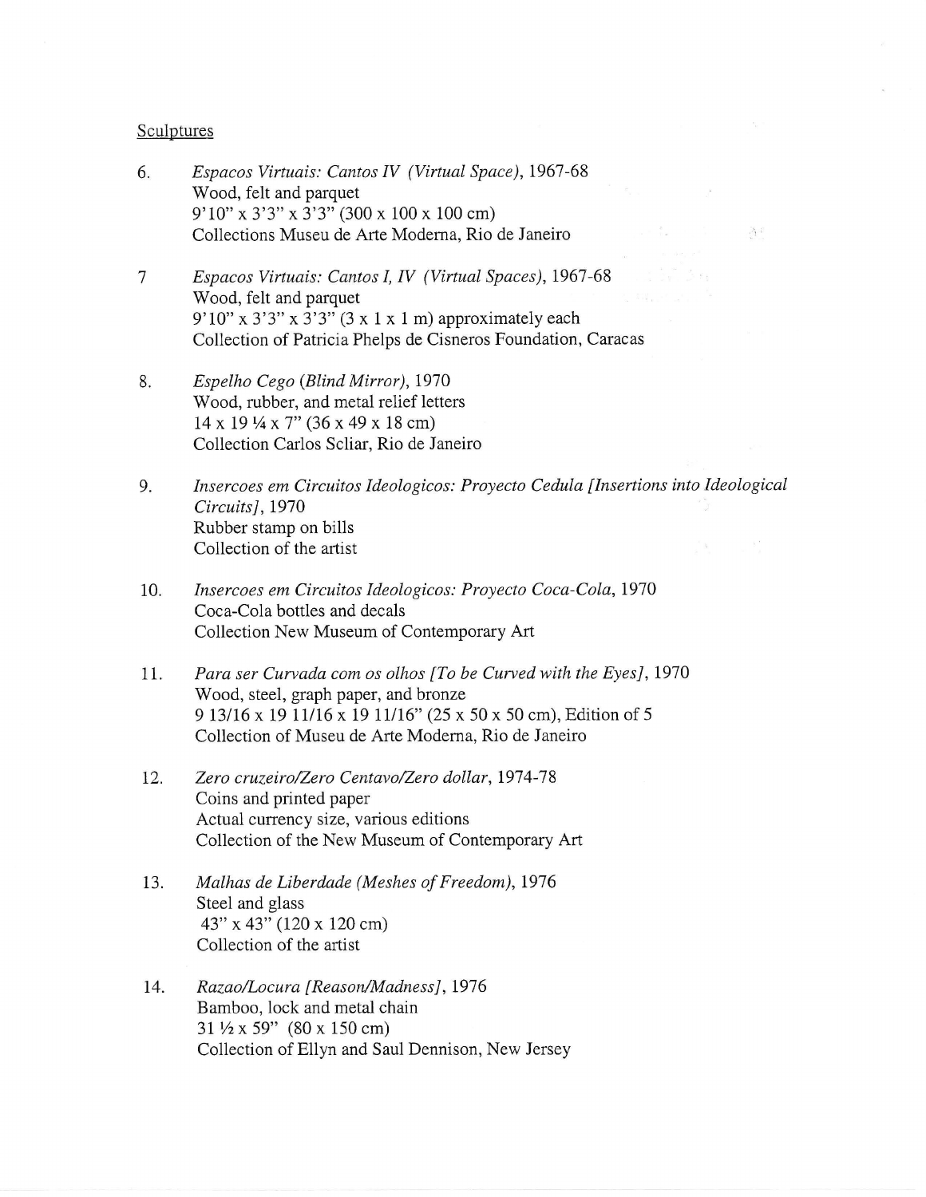Sculptures

6. *Espacos Virtuais: Cantos IV (Virtual Space)*, 1967-68
   Wood, felt and parquet
   9'10" x 3'3" x 3'3" (300 x 100 x 100 cm)
   Collections Museu de Arte Moderna, Rio de Janeiro

7 *Espacos Virtuais: Cantos I, IV (Virtual Spaces)*, 1967-68
   Wood, felt and parquet
   9'10" x 3'3" x 3'3" (3 x 1 x 1 m) approximately each
   Collection of Patricia Phelps de Cisneros Foundation, Caracas

8. *Espelho Cego (Blind Mirror)*, 1970
   Wood, rubber, and metal relief letters
   14 x 19 ¼ x 7" (36 x 49 x 18 cm)
   Collection Carlos Scliar, Rio de Janeiro

9. *Insercoes em Circuitos Ideologicos: Proyecto Cedula [Insertions into Ideological Circuits]*, 1970
   Rubber stamp on bills
   Collection of the artist

10. *Insercoes em Circuitos Ideologicos: Proyecto Coca-Cola*, 1970
    Coca-Cola bottles and decals
    Collection New Museum of Contemporary Art

11. *Para ser Curvada com os olhos [To be Curved with the Eyes]*, 1970
    Wood, steel, graph paper, and bronze
    9 13/16 x 19 11/16 x 19 11/16" (25 x 50 x 50 cm), Edition of 5
    Collection of Museu de Arte Moderna, Rio de Janeiro

12. *Zero cruzeiro/Zero Centavo/Zero dollar*, 1974-78
    Coins and printed paper
    Actual currency size, various editions
    Collection of the New Museum of Contemporary Art

13. *Malhas de Liberdade (Meshes of Freedom)*, 1976
    Steel and glass
    43" x 43" (120 x 120 cm)
    Collection of the artist

14. *Razao/Locura [Reason/Madness]*, 1976
    Bamboo, lock and metal chain
    31 ½ x 59" (80 x 150 cm)
    Collection of Ellyn and Saul Dennison, New Jersey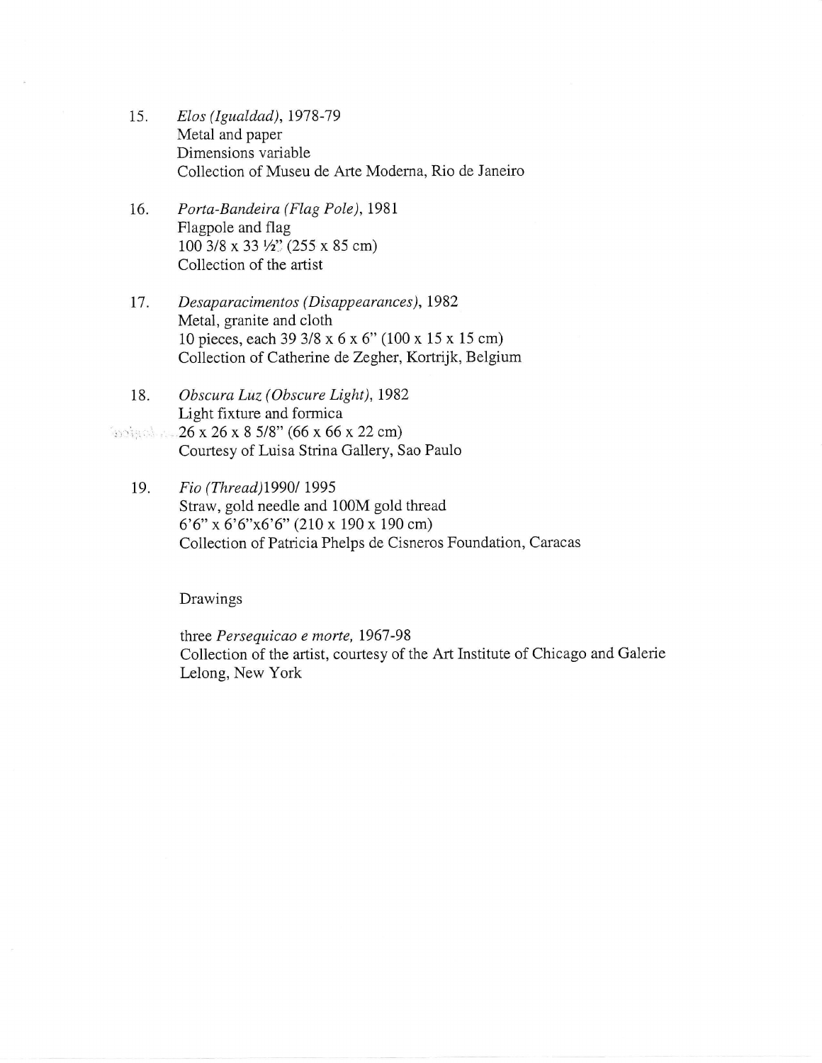15. *Elos (Igualdad)*, 1978-79
    Metal and paper
    Dimensions variable
    Collection of Museu de Arte Moderna, Rio de Janeiro

16. *Porta-Bandeira (Flag Pole)*, 1981
    Flagpole and flag
    100 3/8 x 33 ½" (255 x 85 cm)
    Collection of the artist

17. *Desaparacimentos (Disappearances)*, 1982
    Metal, granite and cloth
    10 pieces, each 39 3/8 x 6 x 6" (100 x 15 x 15 cm)
    Collection of Catherine de Zegher, Kortrijk, Belgium

18. *Obscura Luz (Obscure Light)*, 1982
    Light fixture and formica
    26 x 26 x 8 5/8" (66 x 66 x 22 cm)
    Courtesy of Luisa Strina Gallery, Sao Paulo

19. *Fio (Thread)*1990/ 1995
    Straw, gold needle and 100M gold thread
    6'6" x 6'6"x6'6" (210 x 190 x 190 cm)
    Collection of Patricia Phelps de Cisneros Foundation, Caracas

Drawings

three *Persequicao e morte,* 1967-98
Collection of the artist, courtesy of the Art Institute of Chicago and Galerie Lelong, New York